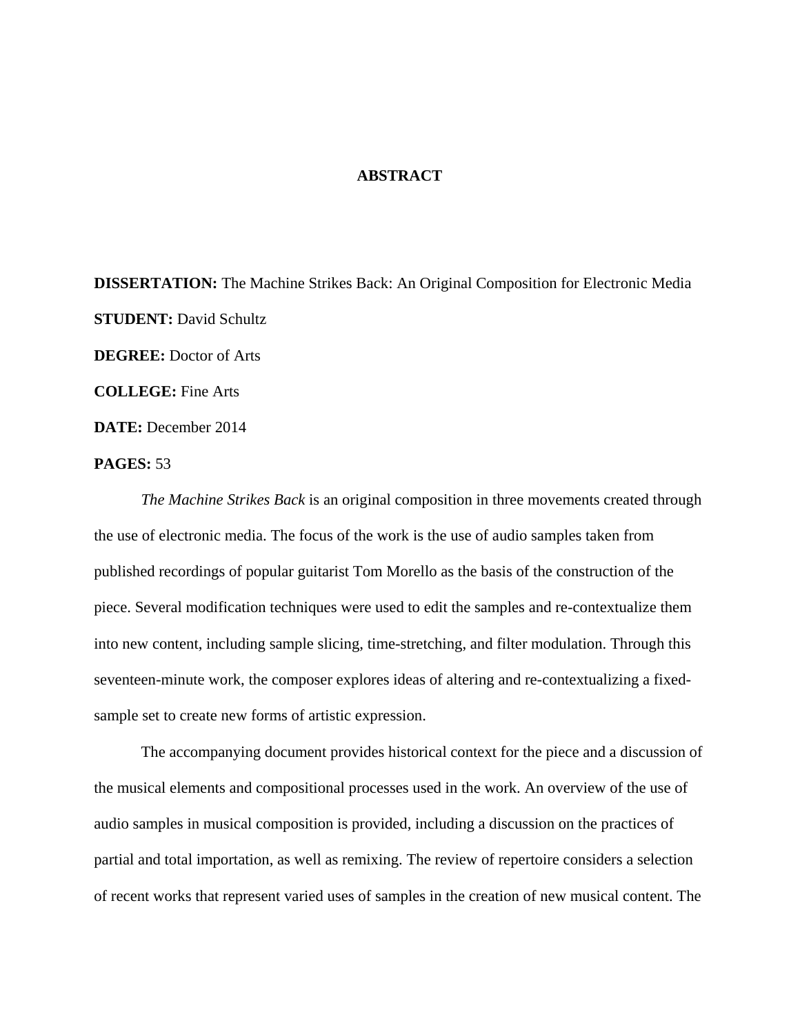# ABSTRACT

**DISSERTATION:** The Machine Strikes Back: An Original Composition for Electronic Media

**STUDENT:** David Schultz

**DEGREE:** Doctor of Arts

**COLLEGE:** Fine Arts

**DATE:** December 2014

**PAGES:** 53

*The Machine Strikes Back* is an original composition in three movements created through the use of electronic media. The focus of the work is the use of audio samples taken from published recordings of popular guitarist Tom Morello as the basis of the construction of the piece. Several modification techniques were used to edit the samples and re-contextualize them into new content, including sample slicing, time-stretching, and filter modulation. Through this seventeen-minute work, the composer explores ideas of altering and re-contextualizing a fixed-sample set to create new forms of artistic expression.

The accompanying document provides historical context for the piece and a discussion of the musical elements and compositional processes used in the work. An overview of the use of audio samples in musical composition is provided, including a discussion on the practices of partial and total importation, as well as remixing. The review of repertoire considers a selection of recent works that represent varied uses of samples in the creation of new musical content. The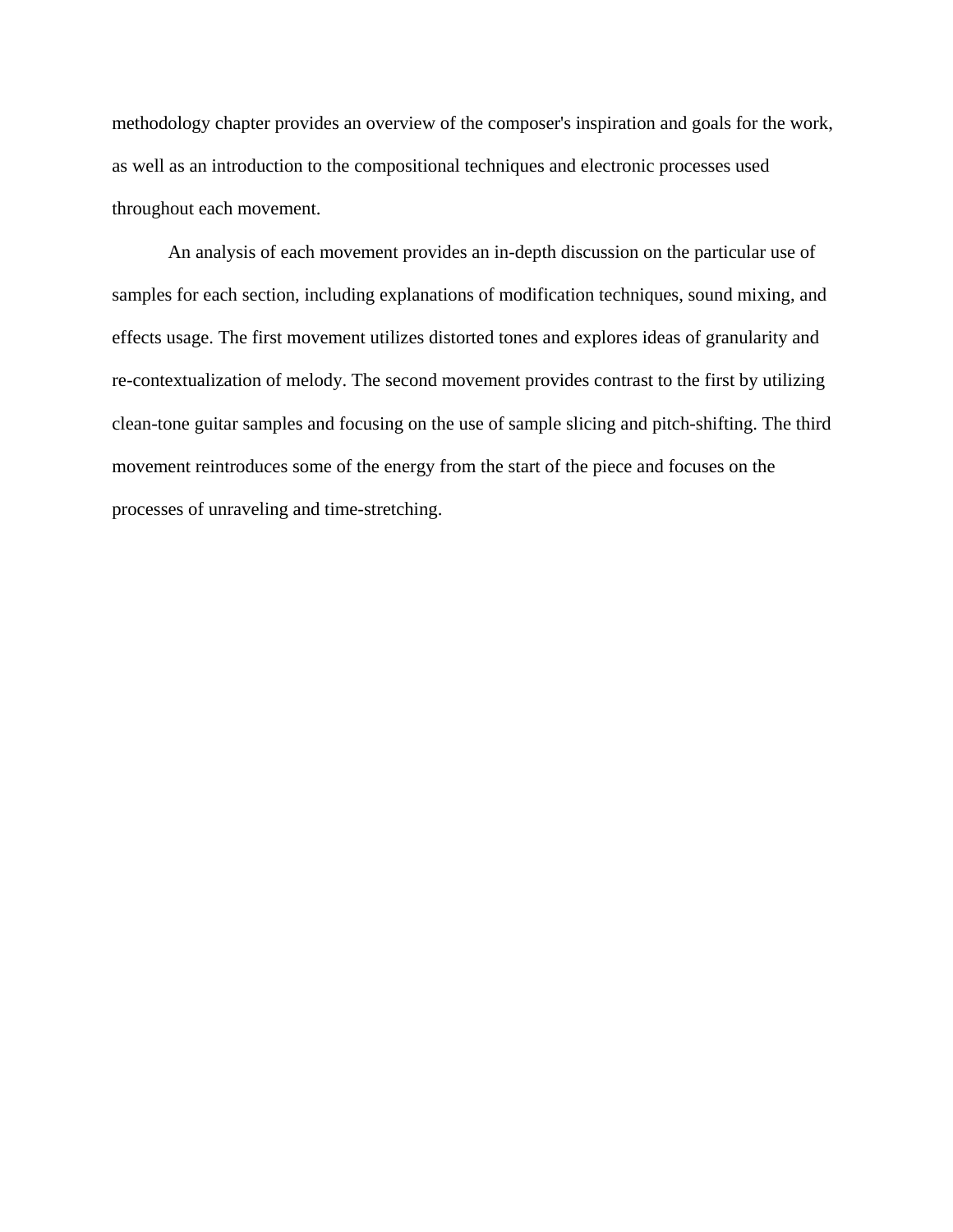methodology chapter provides an overview of the composer's inspiration and goals for the work, as well as an introduction to the compositional techniques and electronic processes used throughout each movement.

An analysis of each movement provides an in-depth discussion on the particular use of samples for each section, including explanations of modification techniques, sound mixing, and effects usage. The first movement utilizes distorted tones and explores ideas of granularity and re-contextualization of melody. The second movement provides contrast to the first by utilizing clean-tone guitar samples and focusing on the use of sample slicing and pitch-shifting. The third movement reintroduces some of the energy from the start of the piece and focuses on the processes of unraveling and time-stretching.